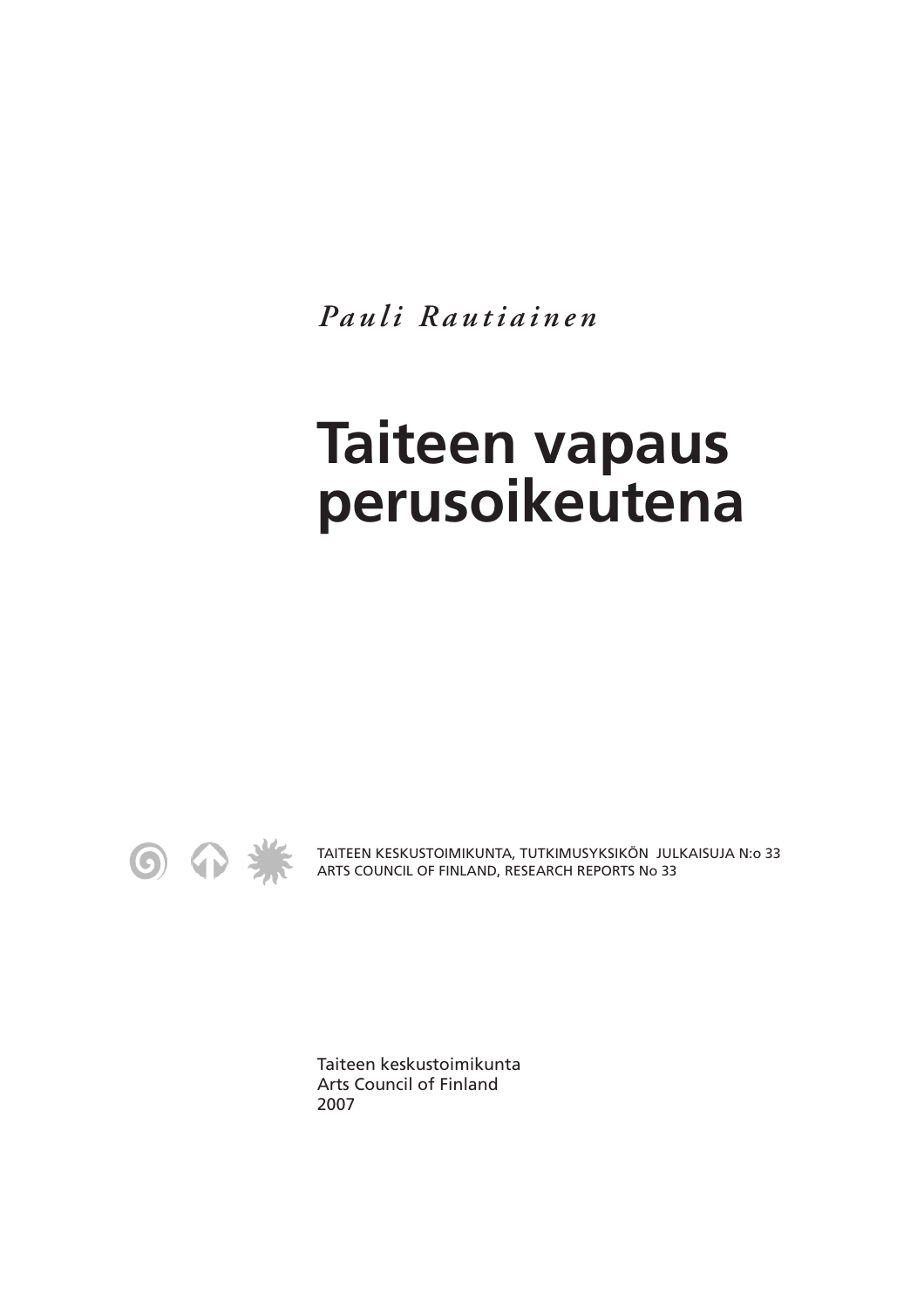*Pauli Rautiainen*

# Taiteen vapaus perusoikeutena

TAITEEN KESKUSTOIMIKUNTA, TUTKIMUSYKSIKÖN JULKAISUJA N:o 33
ARTS COUNCIL OF FINLAND, RESEARCH REPORTS No 33

Taiteen keskustoimikunta
Arts Council of Finland
2007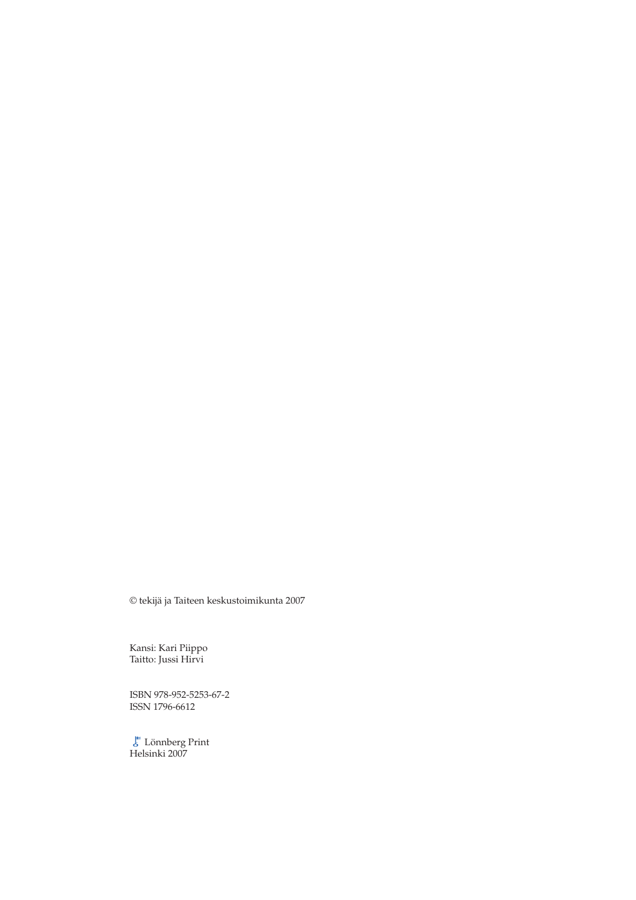© tekijä ja Taiteen keskustoimikunta 2007

Kansi: Kari Piippo
Taitto: Jussi Hirvi

ISBN 978-952-5253-67-2
ISSN 1796-6612

Lönnberg Print
Helsinki 2007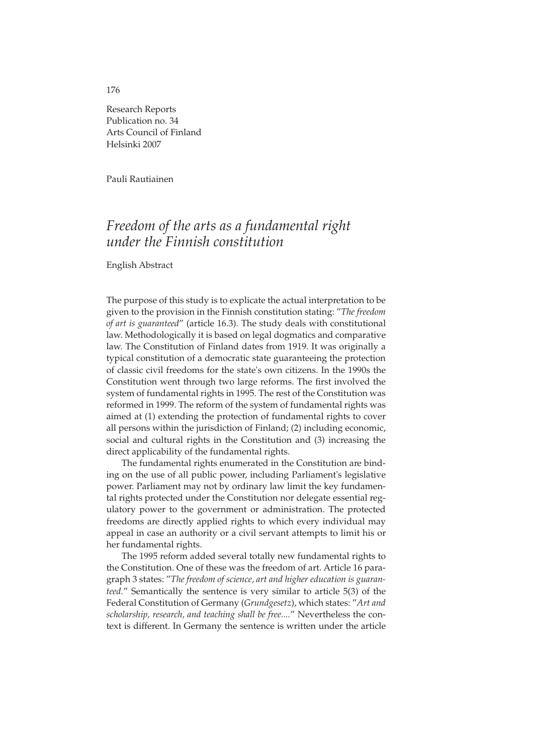Research Reports
Publication no. 34
Arts Council of Finland
Helsinki 2007

Pauli Rautiainen

# *Freedom of the arts as a fundamental right under the Finnish constitution*

English Abstract

The purpose of this study is to explicate the actual interpretation to be given to the provision in the Finnish constitution stating: "*The freedom of art is guaranteed*" (article 16.3). The study deals with constitutional law. Methodologically it is based on legal dogmatics and comparative law. The Constitution of Finland dates from 1919. It was originally a typical constitution of a democratic state guaranteeing the protection of classic civil freedoms for the state's own citizens. In the 1990s the Constitution went through two large reforms. The first involved the system of fundamental rights in 1995. The rest of the Constitution was reformed in 1999. The reform of the system of fundamental rights was aimed at (1) extending the protection of fundamental rights to cover all persons within the jurisdiction of Finland; (2) including economic, social and cultural rights in the Constitution and (3) increasing the direct applicability of the fundamental rights.

The fundamental rights enumerated in the Constitution are binding on the use of all public power, including Parliament's legislative power. Parliament may not by ordinary law limit the key fundamental rights protected under the Constitution nor delegate essential regulatory power to the government or administration. The protected freedoms are directly applied rights to which every individual may appeal in case an authority or a civil servant attempts to limit his or her fundamental rights.

The 1995 reform added several totally new fundamental rights to the Constitution. One of these was the freedom of art. Article 16 paragraph 3 states: "*The freedom of science, art and higher education is guaranteed.*" Semantically the sentence is very similar to article 5(3) of the Federal Constitution of Germany (*Grundgesetz*), which states: "*Art and scholarship, research, and teaching shall be free....*" Nevertheless the context is different. In Germany the sentence is written under the article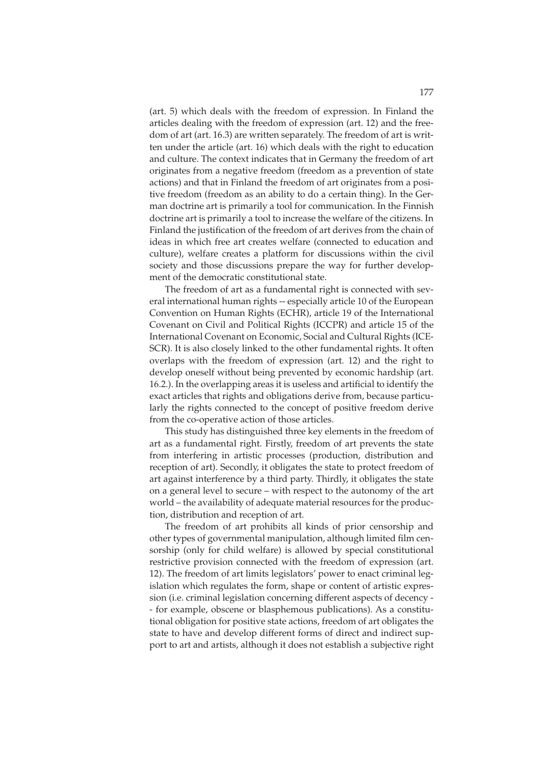(art. 5) which deals with the freedom of expression. In Finland the articles dealing with the freedom of expression (art. 12) and the freedom of art (art. 16.3) are written separately. The freedom of art is written under the article (art. 16) which deals with the right to education and culture. The context indicates that in Germany the freedom of art originates from a negative freedom (freedom as a prevention of state actions) and that in Finland the freedom of art originates from a positive freedom (freedom as an ability to do a certain thing). In the German doctrine art is primarily a tool for communication. In the Finnish doctrine art is primarily a tool to increase the welfare of the citizens. In Finland the justification of the freedom of art derives from the chain of ideas in which free art creates welfare (connected to education and culture), welfare creates a platform for discussions within the civil society and those discussions prepare the way for further development of the democratic constitutional state.

The freedom of art as a fundamental right is connected with several international human rights -- especially article 10 of the European Convention on Human Rights (ECHR), article 19 of the International Covenant on Civil and Political Rights (ICCPR) and article 15 of the International Covenant on Economic, Social and Cultural Rights (ICESCR). It is also closely linked to the other fundamental rights. It often overlaps with the freedom of expression (art. 12) and the right to develop oneself without being prevented by economic hardship (art. 16.2.). In the overlapping areas it is useless and artificial to identify the exact articles that rights and obligations derive from, because particularly the rights connected to the concept of positive freedom derive from the co-operative action of those articles.

This study has distinguished three key elements in the freedom of art as a fundamental right. Firstly, freedom of art prevents the state from interfering in artistic processes (production, distribution and reception of art). Secondly, it obligates the state to protect freedom of art against interference by a third party. Thirdly, it obligates the state on a general level to secure – with respect to the autonomy of the art world – the availability of adequate material resources for the production, distribution and reception of art.

The freedom of art prohibits all kinds of prior censorship and other types of governmental manipulation, although limited film censorship (only for child welfare) is allowed by special constitutional restrictive provision connected with the freedom of expression (art. 12). The freedom of art limits legislators' power to enact criminal legislation which regulates the form, shape or content of artistic expression (i.e. criminal legislation concerning different aspects of decency -- for example, obscene or blasphemous publications). As a constitutional obligation for positive state actions, freedom of art obligates the state to have and develop different forms of direct and indirect support to art and artists, although it does not establish a subjective right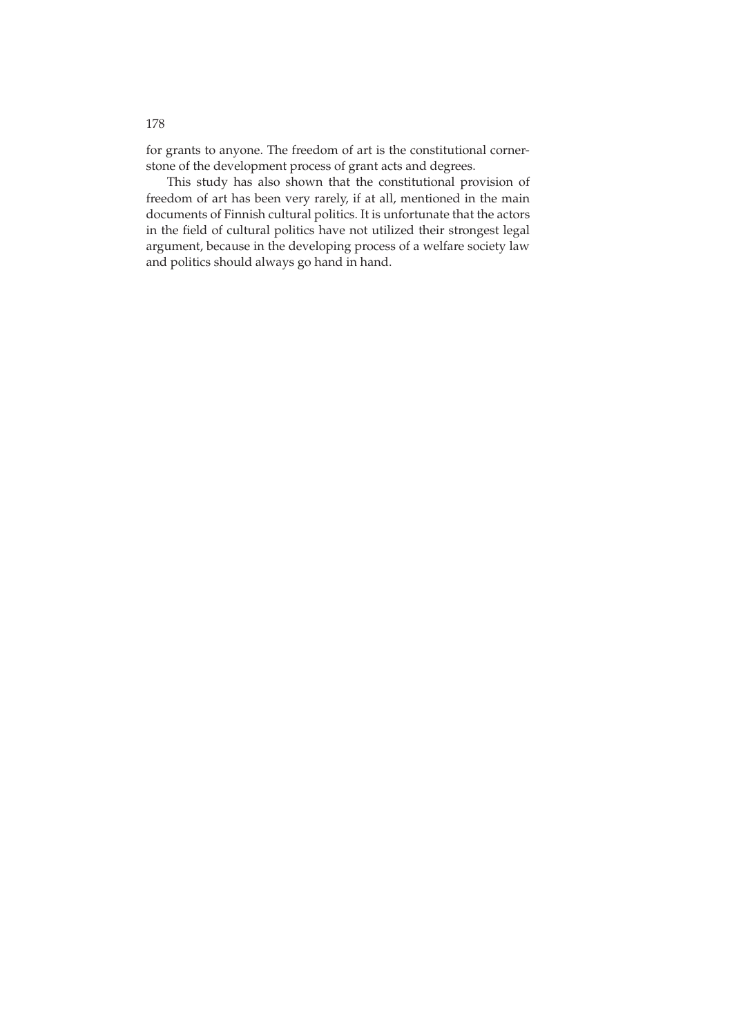for grants to anyone. The freedom of art is the constitutional cornerstone of the development process of grant acts and degrees.

This study has also shown that the constitutional provision of freedom of art has been very rarely, if at all, mentioned in the main documents of Finnish cultural politics. It is unfortunate that the actors in the field of cultural politics have not utilized their strongest legal argument, because in the developing process of a welfare society law and politics should always go hand in hand.